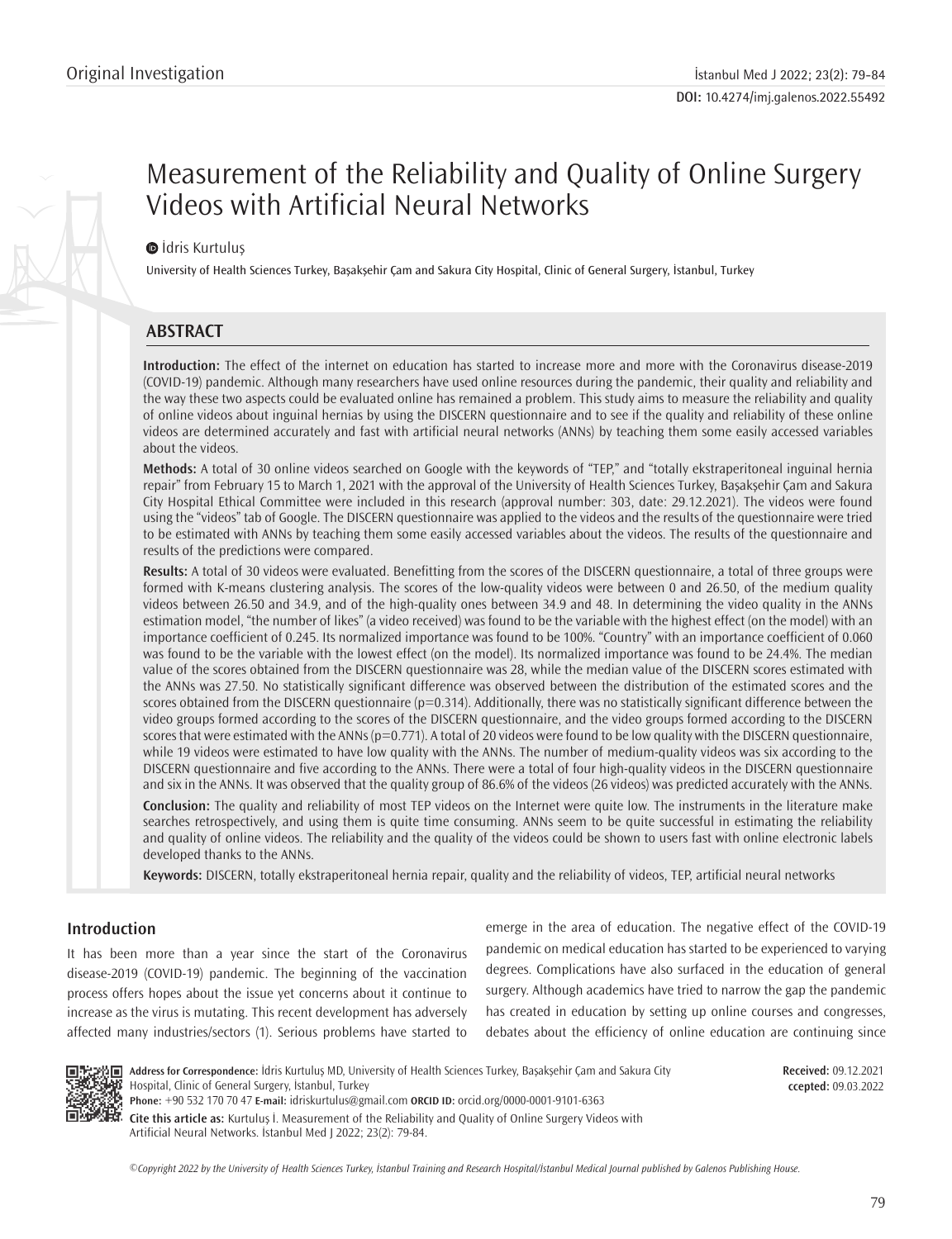Original Investigation

# Measurement of the Reliability and Quality of Online Surgery Videos with Artificial Neural Networks

İdris Kurtuluş

University of Health Sciences Turkey, Başakşehir Çam and Sakura City Hospital, Clinic of General Surgery, İstanbul, Turkey

## ABSTRACT

**Introduction:** The effect of the internet on education has started to increase more and more with the Coronavirus disease-2019 (COVID-19) pandemic. Although many researchers have used online resources during the pandemic, their quality and reliability and the way these two aspects could be evaluated online has remained a problem. This study aims to measure the reliability and quality of online videos about inguinal hernias by using the DISCERN questionnaire and to see if the quality and reliability of these online videos are determined accurately and fast with artificial neural networks (ANNs) by teaching them some easily accessed variables about the videos.

**Methods:** A total of 30 online videos searched on Google with the keywords of "TEP," and "totally ekstraperitoneal inguinal hernia repair" from February 15 to March 1, 2021 with the approval of the University of Health Sciences Turkey, Başakşehir Çam and Sakura City Hospital Ethical Committee were included in this research (approval number: 303, date: 29.12.2021). The videos were found using the "videos" tab of Google. The DISCERN questionnaire was applied to the videos and the results of the questionnaire were tried to be estimated with ANNs by teaching them some easily accessed variables about the videos. The results of the questionnaire and results of the predictions were compared.

**Results:** A total of 30 videos were evaluated. Benefitting from the scores of the DISCERN questionnaire, a total of three groups were formed with K-means clustering analysis. The scores of the low-quality videos were between 0 and 26.50, of the medium quality videos between 26.50 and 34.9, and of the high-quality ones between 34.9 and 48. In determining the video quality in the ANNs estimation model, "the number of likes" (a video received) was found to be the variable with the highest effect (on the model) with an importance coefficient of 0.245. Its normalized importance was found to be 100%. "Country" with an importance coefficient of 0.060 was found to be the variable with the lowest effect (on the model). Its normalized importance was found to be 24.4%. The median value of the scores obtained from the DISCERN questionnaire was 28, while the median value of the DISCERN scores estimated with the ANNs was 27.50. No statistically significant difference was observed between the distribution of the estimated scores and the scores obtained from the DISCERN questionnaire ($p=0.314$). Additionally, there was no statistically significant difference between the video groups formed according to the scores of the DISCERN questionnaire, and the video groups formed according to the DISCERN scores that were estimated with the ANNs ($p=0.771$). A total of 20 videos were found to be low quality with the DISCERN questionnaire, while 19 videos were estimated to have low quality with the ANNs. The number of medium-quality videos was six according to the DISCERN questionnaire and five according to the ANNs. There were a total of four high-quality videos in the DISCERN questionnaire and six in the ANNs. It was observed that the quality group of 86.6% of the videos (26 videos) was predicted accurately with the ANNs.

**Conclusion:** The quality and reliability of most TEP videos on the Internet were quite low. The instruments in the literature make searches retrospectively, and using them is quite time consuming. ANNs seem to be quite successful in estimating the reliability and quality of online videos. The reliability and the quality of the videos could be shown to users fast with online electronic labels developed thanks to the ANNs.

**Keywords:** DISCERN, totally ekstraperitoneal hernia repair, quality and the reliability of videos, TEP, artificial neural networks

## Introduction

It has been more than a year since the start of the Coronavirus disease-2019 (COVID-19) pandemic. The beginning of the vaccination process offers hopes about the issue yet concerns about it continue to increase as the virus is mutating. This recent development has adversely affected many industries/sectors (1). Serious problems have started to emerge in the area of education. The negative effect of the COVID-19 pandemic on medical education has started to be experienced to varying degrees. Complications have also surfaced in the education of general surgery. Although academics have tried to narrow the gap the pandemic has created in education by setting up online courses and congresses, debates about the efficiency of online education are continuing since

**Address for Correspondence:** İdris Kurtuluş MD, University of Health Sciences Turkey, Başakşehir Çam and Sakura City Hospital, Clinic of General Surgery, İstanbul, Turkey

**Phone:** +90 532 170 70 47 **E-mail:** idriskurtulus@gmail.com **ORCID ID:** orcid.org/0000-0001-9101-6363

**Received:** 09.12.2021 **ccepted:** 09.03.2022

**Cite this article as:** Kurtuluş İ. Measurement of the Reliability and Quality of Online Surgery Videos with Artificial Neural Networks. İstanbul Med J 2022; 23(2): 79-84.

©Copyright 2022 by the University of Health Sciences Turkey, İstanbul Training and Research Hospital/İstanbul Medical Journal published by Galenos Publishing House.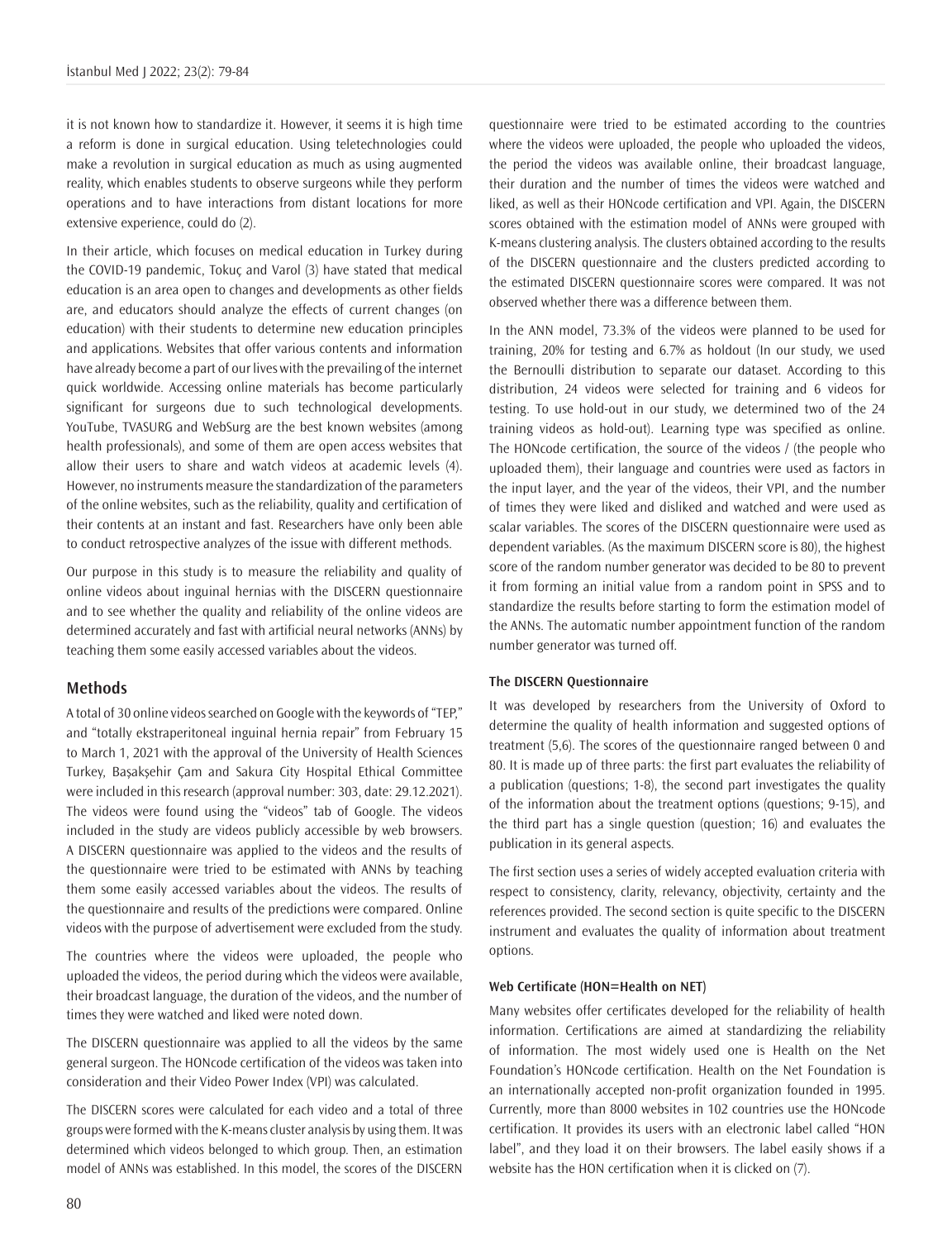it is not known how to standardize it. However, it seems it is high time a reform is done in surgical education. Using teletechnologies could make a revolution in surgical education as much as using augmented reality, which enables students to observe surgeons while they perform operations and to have interactions from distant locations for more extensive experience, could do (2).

In their article, which focuses on medical education in Turkey during the COVID-19 pandemic, Tokuç and Varol (3) have stated that medical education is an area open to changes and developments as other fields are, and educators should analyze the effects of current changes (on education) with their students to determine new education principles and applications. Websites that offer various contents and information have already become a part of our lives with the prevailing of the internet quick worldwide. Accessing online materials has become particularly significant for surgeons due to such technological developments. YouTube, TVASURG and WebSurg are the best known websites (among health professionals), and some of them are open access websites that allow their users to share and watch videos at academic levels (4). However, no instruments measure the standardization of the parameters of the online websites, such as the reliability, quality and certification of their contents at an instant and fast. Researchers have only been able to conduct retrospective analyzes of the issue with different methods.

Our purpose in this study is to measure the reliability and quality of online videos about inguinal hernias with the DISCERN questionnaire and to see whether the quality and reliability of the online videos are determined accurately and fast with artificial neural networks (ANNs) by teaching them some easily accessed variables about the videos.

## Methods

A total of 30 online videos searched on Google with the keywords of "TEP," and "totally ekstraperitoneal inguinal hernia repair" from February 15 to March 1, 2021 with the approval of the University of Health Sciences Turkey, Başakşehir Çam and Sakura City Hospital Ethical Committee were included in this research (approval number: 303, date: 29.12.2021). The videos were found using the "videos" tab of Google. The videos included in the study are videos publicly accessible by web browsers. A DISCERN questionnaire was applied to the videos and the results of the questionnaire were tried to be estimated with ANNs by teaching them some easily accessed variables about the videos. The results of the questionnaire and results of the predictions were compared. Online videos with the purpose of advertisement were excluded from the study.

The countries where the videos were uploaded, the people who uploaded the videos, the period during which the videos were available, their broadcast language, the duration of the videos, and the number of times they were watched and liked were noted down.

The DISCERN questionnaire was applied to all the videos by the same general surgeon. The HONcode certification of the videos was taken into consideration and their Video Power Index (VPI) was calculated.

The DISCERN scores were calculated for each video and a total of three groups were formed with the K-means cluster analysis by using them. It was determined which videos belonged to which group. Then, an estimation model of ANNs was established. In this model, the scores of the DISCERN questionnaire were tried to be estimated according to the countries where the videos were uploaded, the people who uploaded the videos, the period the videos was available online, their broadcast language, their duration and the number of times the videos were watched and liked, as well as their HONcode certification and VPI. Again, the DISCERN scores obtained with the estimation model of ANNs were grouped with K-means clustering analysis. The clusters obtained according to the results of the DISCERN questionnaire and the clusters predicted according to the estimated DISCERN questionnaire scores were compared. It was not observed whether there was a difference between them.

In the ANN model, 73.3% of the videos were planned to be used for training, 20% for testing and 6.7% as holdout (In our study, we used the Bernoulli distribution to separate our dataset. According to this distribution, 24 videos were selected for training and 6 videos for testing. To use hold-out in our study, we determined two of the 24 training videos as hold-out). Learning type was specified as online. The HONcode certification, the source of the videos / (the people who uploaded them), their language and countries were used as factors in the input layer, and the year of the videos, their VPI, and the number of times they were liked and disliked and watched and were used as scalar variables. The scores of the DISCERN questionnaire were used as dependent variables. (As the maximum DISCERN score is 80), the highest score of the random number generator was decided to be 80 to prevent it from forming an initial value from a random point in SPSS and to standardize the results before starting to form the estimation model of the ANNs. The automatic number appointment function of the random number generator was turned off.

#### The DISCERN Questionnaire

It was developed by researchers from the University of Oxford to determine the quality of health information and suggested options of treatment (5,6). The scores of the questionnaire ranged between 0 and 80. It is made up of three parts: the first part evaluates the reliability of a publication (questions; 1-8), the second part investigates the quality of the information about the treatment options (questions; 9-15), and the third part has a single question (question; 16) and evaluates the publication in its general aspects.

The first section uses a series of widely accepted evaluation criteria with respect to consistency, clarity, relevancy, objectivity, certainty and the references provided. The second section is quite specific to the DISCERN instrument and evaluates the quality of information about treatment options.

#### Web Certificate (HON=Health on NET)

Many websites offer certificates developed for the reliability of health information. Certifications are aimed at standardizing the reliability of information. The most widely used one is Health on the Net Foundation's HONcode certification. Health on the Net Foundation is an internationally accepted non-profit organization founded in 1995. Currently, more than 8000 websites in 102 countries use the HONcode certification. It provides its users with an electronic label called "HON label", and they load it on their browsers. The label easily shows if a website has the HON certification when it is clicked on (7).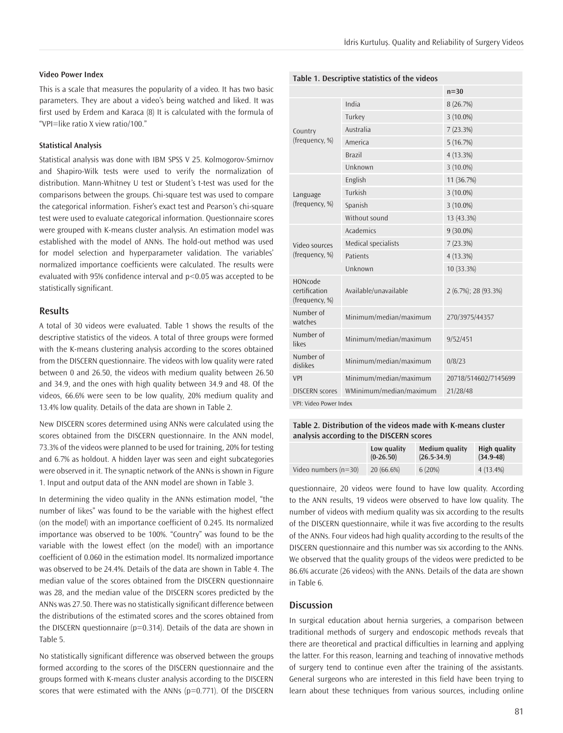#### Video Power Index

This is a scale that measures the popularity of a video. It has two basic parameters. They are about a video's being watched and liked. It was first used by Erdem and Karaca (8) It is calculated with the formula of "VPI=like ratio X view ratio/100."

#### Statistical Analysis

Statistical analysis was done with IBM SPSS V 25. Kolmogorov-Smirnov and Shapiro-Wilk tests were used to verify the normalization of distribution. Mann-Whitney U test or Student's t-test was used for the comparisons between the groups. Chi-square test was used to compare the categorical information. Fisher's exact test and Pearson's chi-square test were used to evaluate categorical information. Questionnaire scores were grouped with K-means cluster analysis. An estimation model was established with the model of ANNs. The hold-out method was used for model selection and hyperparameter validation. The variables' normalized importance coefficients were calculated. The results were evaluated with 95% confidence interval and p<0.05 was accepted to be statistically significant.

## Results

A total of 30 videos were evaluated. Table 1 shows the results of the descriptive statistics of the videos. A total of three groups were formed with the K-means clustering analysis according to the scores obtained from the DISCERN questionnaire. The videos with low quality were rated between 0 and 26.50, the videos with medium quality between 26.50 and 34.9, and the ones with high quality between 34.9 and 48. Of the videos, 66.6% were seen to be low quality, 20% medium quality and 13.4% low quality. Details of the data are shown in Table 2.

New DISCERN scores determined using ANNs were calculated using the scores obtained from the DISCERN questionnaire. In the ANN model, 73.3% of the videos were planned to be used for training, 20% for testing and 6.7% as holdout. A hidden layer was seen and eight subcategories were observed in it. The synaptic network of the ANNs is shown in Figure 1. Input and output data of the ANN model are shown in Table 3.

In determining the video quality in the ANNs estimation model, "the number of likes" was found to be the variable with the highest effect (on the model) with an importance coefficient of 0.245. Its normalized importance was observed to be 100%. "Country" was found to be the variable with the lowest effect (on the model) with an importance coefficient of 0.060 in the estimation model. Its normalized importance was observed to be 24.4%. Details of the data are shown in Table 4. The median value of the scores obtained from the DISCERN questionnaire was 28, and the median value of the DISCERN scores predicted by the ANNs was 27.50. There was no statistically significant difference between the distributions of the estimated scores and the scores obtained from the DISCERN questionnaire (p=0.314). Details of the data are shown in Table 5.

No statistically significant difference was observed between the groups formed according to the scores of the DISCERN questionnaire and the groups formed with K-means cluster analysis according to the DISCERN scores that were estimated with the ANNs (p=0.771). Of the DISCERN questionnaire, 20 videos were found to have low quality. According to the ANN results, 19 videos were observed to have low quality. The number of videos with medium quality was six according to the results of the DISCERN questionnaire, while it was five according to the results of the ANNs. Four videos had high quality according to the results of the DISCERN questionnaire and this number was six according to the ANNs. We observed that the quality groups of the videos were predicted to be 86.6% accurate (26 videos) with the ANNs. Details of the data are shown in Table 6.

**Table 1. Descriptive statistics of the videos**

| | | n=30 |
|---|---|---|
| Country (frequency, %) | India | 8 (26.7%) |
| | Turkey | 3 (10.0%) |
| | Australia | 7 (23.3%) |
| | America | 5 (16.7%) |
| | Brazil | 4 (13.3%) |
| | Unknown | 3 (10.0%) |
| Language (frequency, %) | English | 11 (36.7%) |
| | Turkish | 3 (10.0%) |
| | Spanish | 3 (10.0%) |
| | Without sound | 13 (43.3%) |
| Video sources (frequency, %) | Academics | 9 (30.0%) |
| | Medical specialists | 7 (23.3%) |
| | Patients | 4 (13.3%) |
| | Unknown | 10 (33.3%) |
| HONcode certification (frequency, %) | Available/unavailable | 2 (6.7%); 28 (93.3%) |
| Number of watches | Minimum/median/maximum | 270/3975/44357 |
| Number of likes | Minimum/median/maximum | 9/52/451 |
| Number of dislikes | Minimum/median/maximum | 0/8/23 |
| VPI | Minimum/median/maximum | 20718/514602/7145699 |
| DISCERN scores | WMinimum/median/maximum | 21/28/48 |

VPI: Video Power Index

**Table 2. Distribution of the videos made with K-means cluster analysis according to the DISCERN scores**

| | Low quality (0-26.50) | Medium quality (26.5-34.9) | High quality (34.9-48) |
|---|---|---|---|
| Video numbers (n=30) | 20 (66.6%) | 6 (20%) | 4 (13.4%) |

## Discussion

In surgical education about hernia surgeries, a comparison between traditional methods of surgery and endoscopic methods reveals that there are theoretical and practical difficulties in learning and applying the latter. For this reason, learning and teaching of innovative methods of surgery tend to continue even after the training of the assistants. General surgeons who are interested in this field have been trying to learn about these techniques from various sources, including online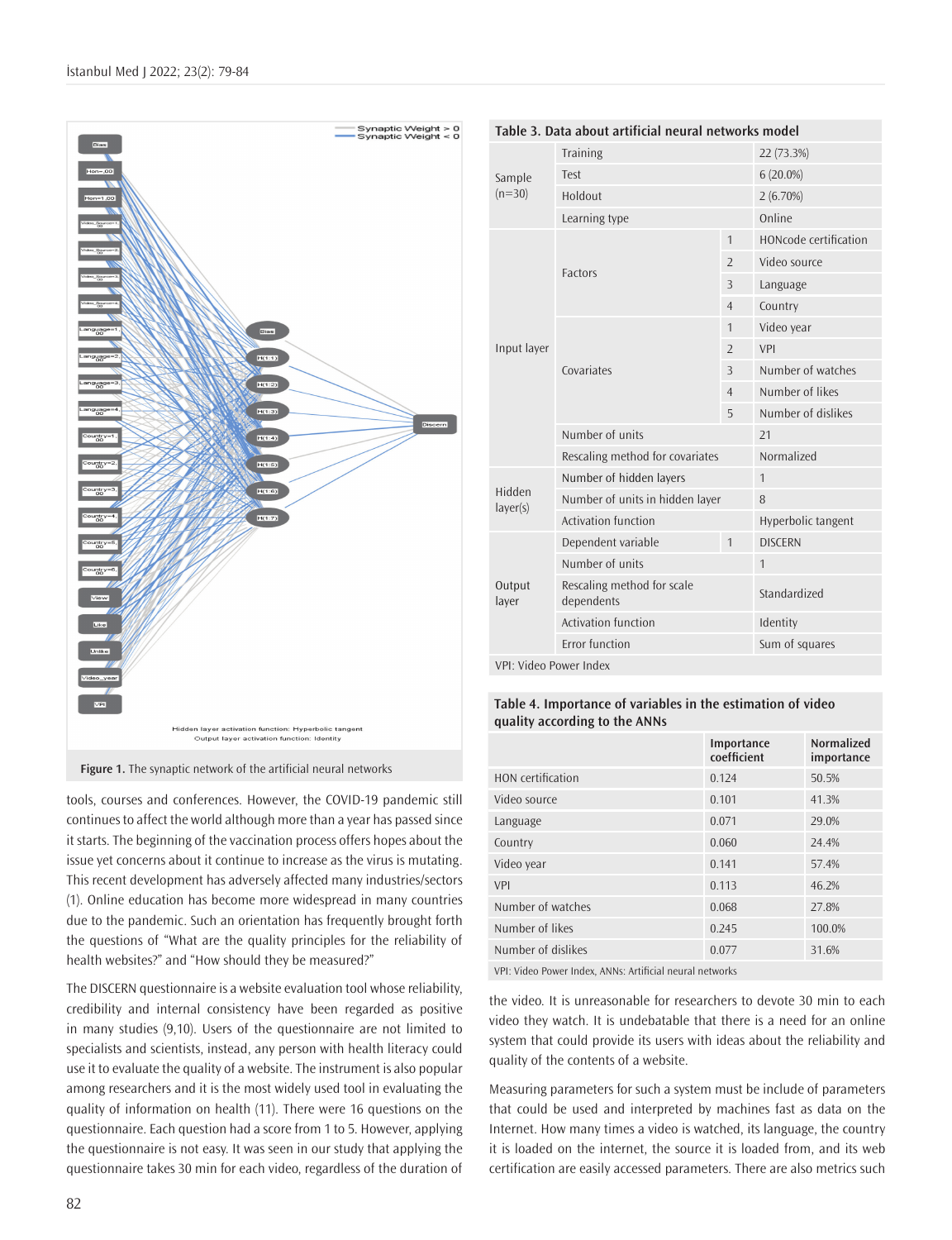Figure 1. The synaptic network of the artificial neural networks

tools, courses and conferences. However, the COVID-19 pandemic still continues to affect the world although more than a year has passed since it starts. The beginning of the vaccination process offers hopes about the issue yet concerns about it continue to increase as the virus is mutating. This recent development has adversely affected many industries/sectors (1). Online education has become more widespread in many countries due to the pandemic. Such an orientation has frequently brought forth the questions of "What are the quality principles for the reliability of health websites?" and "How should they be measured?"

The DISCERN questionnaire is a website evaluation tool whose reliability, credibility and internal consistency have been regarded as positive in many studies (9,10). Users of the questionnaire are not limited to specialists and scientists, instead, any person with health literacy could use it to evaluate the quality of a website. The instrument is also popular among researchers and it is the most widely used tool in evaluating the quality of information on health (11). There were 16 questions on the questionnaire. Each question had a score from 1 to 5. However, applying the questionnaire is not easy. It was seen in our study that applying the questionnaire takes 30 min for each video, regardless of the duration of the video. It is unreasonable for researchers to devote 30 min to each video they watch. It is undebatable that there is a need for an online system that could provide its users with ideas about the reliability and quality of the contents of a website.

**Table 3. Data about artificial neural networks model**

| | | | |
|---|---|---|---|
| Sample (n=30) | Training | | 22 (73.3%) |
| | Test | | 6 (20.0%) |
| | Holdout | | 2 (6.70%) |
| | Learning type | | Online |
| Input layer | Factors | 1 | HONcode certification |
| | | 2 | Video source |
| | | 3 | Language |
| | | 4 | Country |
| | Covariates | 1 | Video year |
| | | 2 | VPI |
| | | 3 | Number of watches |
| | | 4 | Number of likes |
| | | 5 | Number of dislikes |
| | Number of units | | 21 |
| | Rescaling method for covariates | | Normalized |
| Hidden layer(s) | Number of hidden layers | | 1 |
| | Number of units in hidden layer | | 8 |
| | Activation function | | Hyperbolic tangent |
| Output layer | Dependent variable | 1 | DISCERN |
| | Number of units | | 1 |
| | Rescaling method for scale dependents | | Standardized |
| | Activation function | | Identity |
| | Error function | | Sum of squares |

VPI: Video Power Index

**Table 4. Importance of variables in the estimation of video quality according to the ANNs**

| | Importance coefficient | Normalized importance |
|---|---|---|
| HON certification | 0.124 | 50.5% |
| Video source | 0.101 | 41.3% |
| Language | 0.071 | 29.0% |
| Country | 0.060 | 24.4% |
| Video year | 0.141 | 57.4% |
| VPI | 0.113 | 46.2% |
| Number of watches | 0.068 | 27.8% |
| Number of likes | 0.245 | 100.0% |
| Number of dislikes | 0.077 | 31.6% |

VPI: Video Power Index, ANNs: Artificial neural networks

Measuring parameters for such a system must be include of parameters that could be used and interpreted by machines fast as data on the Internet. How many times a video is watched, its language, the country it is loaded on the internet, the source it is loaded from, and its web certification are easily accessed parameters. There are also metrics such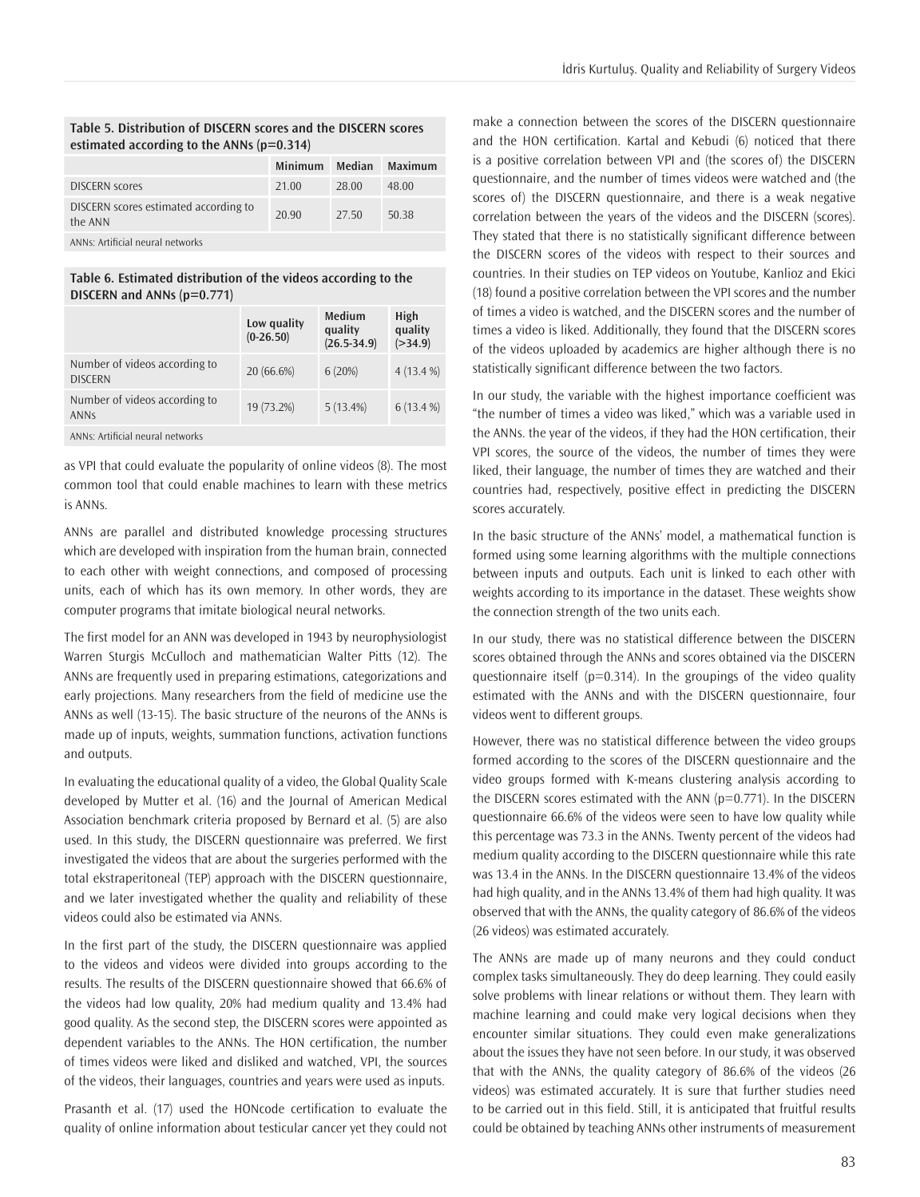**Table 5. Distribution of DISCERN scores and the DISCERN scores estimated according to the ANNs (p=0.314)**

| | Minimum | Median | Maximum |
|---|---|---|---|
| DISCERN scores | 21.00 | 28.00 | 48.00 |
| DISCERN scores estimated according to the ANN | 20.90 | 27.50 | 50.38 |

ANNs: Artificial neural networks

**Table 6. Estimated distribution of the videos according to the DISCERN and ANNs (p=0.771)**

| | Low quality (0-26.50) | Medium quality (26.5-34.9) | High quality (>34.9) |
|---|---|---|---|
| Number of videos according to DISCERN | 20 (66.6%) | 6 (20%) | 4 (13.4 %) |
| Number of videos according to ANNs | 19 (73.2%) | 5 (13.4%) | 6 (13.4 %) |

ANNs: Artificial neural networks

as VPI that could evaluate the popularity of online videos (8). The most common tool that could enable machines to learn with these metrics is ANNs.

ANNs are parallel and distributed knowledge processing structures which are developed with inspiration from the human brain, connected to each other with weight connections, and composed of processing units, each of which has its own memory. In other words, they are computer programs that imitate biological neural networks.

The first model for an ANN was developed in 1943 by neurophysiologist Warren Sturgis McCulloch and mathematician Walter Pitts (12). The ANNs are frequently used in preparing estimations, categorizations and early projections. Many researchers from the field of medicine use the ANNs as well (13-15). The basic structure of the neurons of the ANNs is made up of inputs, weights, summation functions, activation functions and outputs.

In evaluating the educational quality of a video, the Global Quality Scale developed by Mutter et al. (16) and the Journal of American Medical Association benchmark criteria proposed by Bernard et al. (5) are also used. In this study, the DISCERN questionnaire was preferred. We first investigated the videos that are about the surgeries performed with the total ekstraperitoneal (TEP) approach with the DISCERN questionnaire, and we later investigated whether the quality and reliability of these videos could also be estimated via ANNs.

In the first part of the study, the DISCERN questionnaire was applied to the videos and videos were divided into groups according to the results. The results of the DISCERN questionnaire showed that 66.6% of the videos had low quality, 20% had medium quality and 13.4% had good quality. As the second step, the DISCERN scores were appointed as dependent variables to the ANNs. The HON certification, the number of times videos were liked and disliked and watched, VPI, the sources of the videos, their languages, countries and years were used as inputs.

Prasanth et al. (17) used the HONcode certification to evaluate the quality of online information about testicular cancer yet they could not make a connection between the scores of the DISCERN questionnaire and the HON certification. Kartal and Kebudi (6) noticed that there is a positive correlation between VPI and (the scores of) the DISCERN questionnaire, and the number of times videos were watched and (the scores of) the DISCERN questionnaire, and there is a weak negative correlation between the years of the videos and the DISCERN (scores). They stated that there is no statistically significant difference between the DISCERN scores of the videos with respect to their sources and countries. In their studies on TEP videos on Youtube, Kanlioz and Ekici (18) found a positive correlation between the VPI scores and the number of times a video is watched, and the DISCERN scores and the number of times a video is liked. Additionally, they found that the DISCERN scores of the videos uploaded by academics are higher although there is no statistically significant difference between the two factors.

In our study, the variable with the highest importance coefficient was "the number of times a video was liked," which was a variable used in the ANNs. the year of the videos, if they had the HON certification, their VPI scores, the source of the videos, the number of times they were liked, their language, the number of times they are watched and their countries had, respectively, positive effect in predicting the DISCERN scores accurately.

In the basic structure of the ANNs' model, a mathematical function is formed using some learning algorithms with the multiple connections between inputs and outputs. Each unit is linked to each other with weights according to its importance in the dataset. These weights show the connection strength of the two units each.

In our study, there was no statistical difference between the DISCERN scores obtained through the ANNs and scores obtained via the DISCERN questionnaire itself (p=0.314). In the groupings of the video quality estimated with the ANNs and with the DISCERN questionnaire, four videos went to different groups.

However, there was no statistical difference between the video groups formed according to the scores of the DISCERN questionnaire and the video groups formed with K-means clustering analysis according to the DISCERN scores estimated with the ANN (p=0.771). In the DISCERN questionnaire 66.6% of the videos were seen to have low quality while this percentage was 73.3 in the ANNs. Twenty percent of the videos had medium quality according to the DISCERN questionnaire while this rate was 13.4 in the ANNs. In the DISCERN questionnaire 13.4% of the videos had high quality, and in the ANNs 13.4% of them had high quality. It was observed that with the ANNs, the quality category of 86.6% of the videos (26 videos) was estimated accurately.

The ANNs are made up of many neurons and they could conduct complex tasks simultaneously. They do deep learning. They could easily solve problems with linear relations or without them. They learn with machine learning and could make very logical decisions when they encounter similar situations. They could even make generalizations about the issues they have not seen before. In our study, it was observed that with the ANNs, the quality category of 86.6% of the videos (26 videos) was estimated accurately. It is sure that further studies need to be carried out in this field. Still, it is anticipated that fruitful results could be obtained by teaching ANNs other instruments of measurement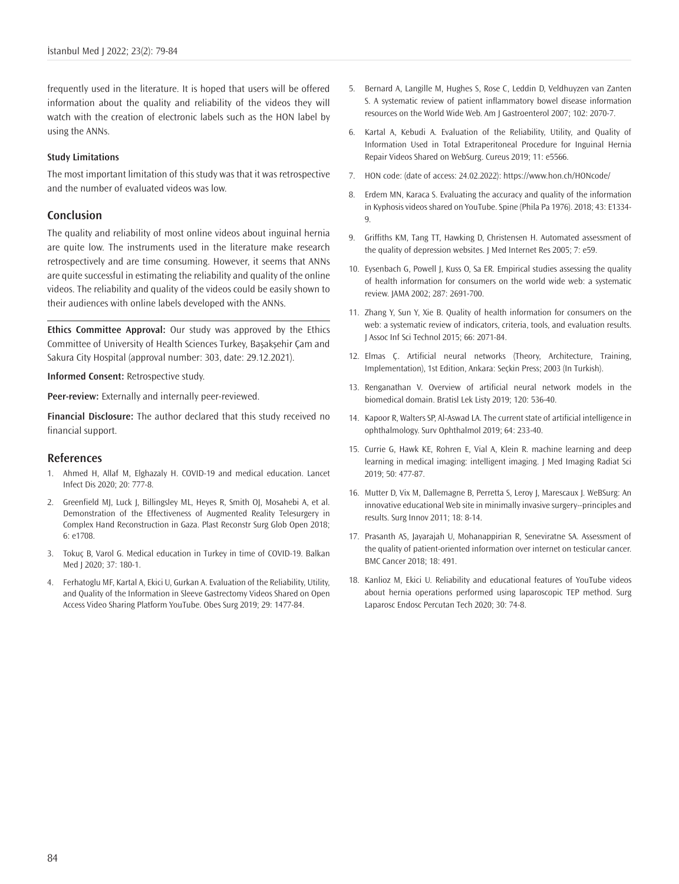frequently used in the literature. It is hoped that users will be offered information about the quality and reliability of the videos they will watch with the creation of electronic labels such as the HON label by using the ANNs.

### Study Limitations

The most important limitation of this study was that it was retrospective and the number of evaluated videos was low.

## Conclusion

The quality and reliability of most online videos about inguinal hernia are quite low. The instruments used in the literature make research retrospectively and are time consuming. However, it seems that ANNs are quite successful in estimating the reliability and quality of the online videos. The reliability and quality of the videos could be easily shown to their audiences with online labels developed with the ANNs.

**Ethics Committee Approval:** Our study was approved by the Ethics Committee of University of Health Sciences Turkey, Başakşehir Çam and Sakura City Hospital (approval number: 303, date: 29.12.2021).

**Informed Consent:** Retrospective study.

**Peer-review:** Externally and internally peer-reviewed.

**Financial Disclosure:** The author declared that this study received no financial support.

## References

1. Ahmed H, Allaf M, Elghazaly H. COVID-19 and medical education. Lancet Infect Dis 2020; 20: 777-8.
2. Greenfield MJ, Luck J, Billingsley ML, Heyes R, Smith OJ, Mosahebi A, et al. Demonstration of the Effectiveness of Augmented Reality Telesurgery in Complex Hand Reconstruction in Gaza. Plast Reconstr Surg Glob Open 2018; 6: e1708.
3. Tokuç B, Varol G. Medical education in Turkey in time of COVID-19. Balkan Med J 2020; 37: 180-1.
4. Ferhatoglu MF, Kartal A, Ekici U, Gurkan A. Evaluation of the Reliability, Utility, and Quality of the Information in Sleeve Gastrectomy Videos Shared on Open Access Video Sharing Platform YouTube. Obes Surg 2019; 29: 1477-84.
5. Bernard A, Langille M, Hughes S, Rose C, Leddin D, Veldhuyzen van Zanten S. A systematic review of patient inflammatory bowel disease information resources on the World Wide Web. Am J Gastroenterol 2007; 102: 2070-7.
6. Kartal A, Kebudi A. Evaluation of the Reliability, Utility, and Quality of Information Used in Total Extraperitoneal Procedure for Inguinal Hernia Repair Videos Shared on WebSurg. Cureus 2019; 11: e5566.
7. HON code: (date of access: 24.02.2022): https://www.hon.ch/HONcode/
8. Erdem MN, Karaca S. Evaluating the accuracy and quality of the information in Kyphosis videos shared on YouTube. Spine (Phila Pa 1976). 2018; 43: E1334-9.
9. Griffiths KM, Tang TT, Hawking D, Christensen H. Automated assessment of the quality of depression websites. J Med Internet Res 2005; 7: e59.
10. Eysenbach G, Powell J, Kuss O, Sa ER. Empirical studies assessing the quality of health information for consumers on the world wide web: a systematic review. JAMA 2002; 287: 2691-700.
11. Zhang Y, Sun Y, Xie B. Quality of health information for consumers on the web: a systematic review of indicators, criteria, tools, and evaluation results. J Assoc Inf Sci Technol 2015; 66: 2071-84.
12. Elmas Ç. Artificial neural networks (Theory, Architecture, Training, Implementation), 1st Edition, Ankara: Seçkin Press; 2003 (In Turkish).
13. Renganathan V. Overview of artificial neural network models in the biomedical domain. Bratisl Lek Listy 2019; 120: 536-40.
14. Kapoor R, Walters SP, Al-Aswad LA. The current state of artificial intelligence in ophthalmology. Surv Ophthalmol 2019; 64: 233-40.
15. Currie G, Hawk KE, Rohren E, Vial A, Klein R. machine learning and deep learning in medical imaging: intelligent imaging. J Med Imaging Radiat Sci 2019; 50: 477-87.
16. Mutter D, Vix M, Dallemagne B, Perretta S, Leroy J, Marescaux J. WeBSurg: An innovative educational Web site in minimally invasive surgery--principles and results. Surg Innov 2011; 18: 8-14.
17. Prasanth AS, Jayarajah U, Mohanappirian R, Seneviratne SA. Assessment of the quality of patient-oriented information over internet on testicular cancer. BMC Cancer 2018; 18: 491.
18. Kanlioz M, Ekici U. Reliability and educational features of YouTube videos about hernia operations performed using laparoscopic TEP method. Surg Laparosc Endosc Percutan Tech 2020; 30: 74-8.